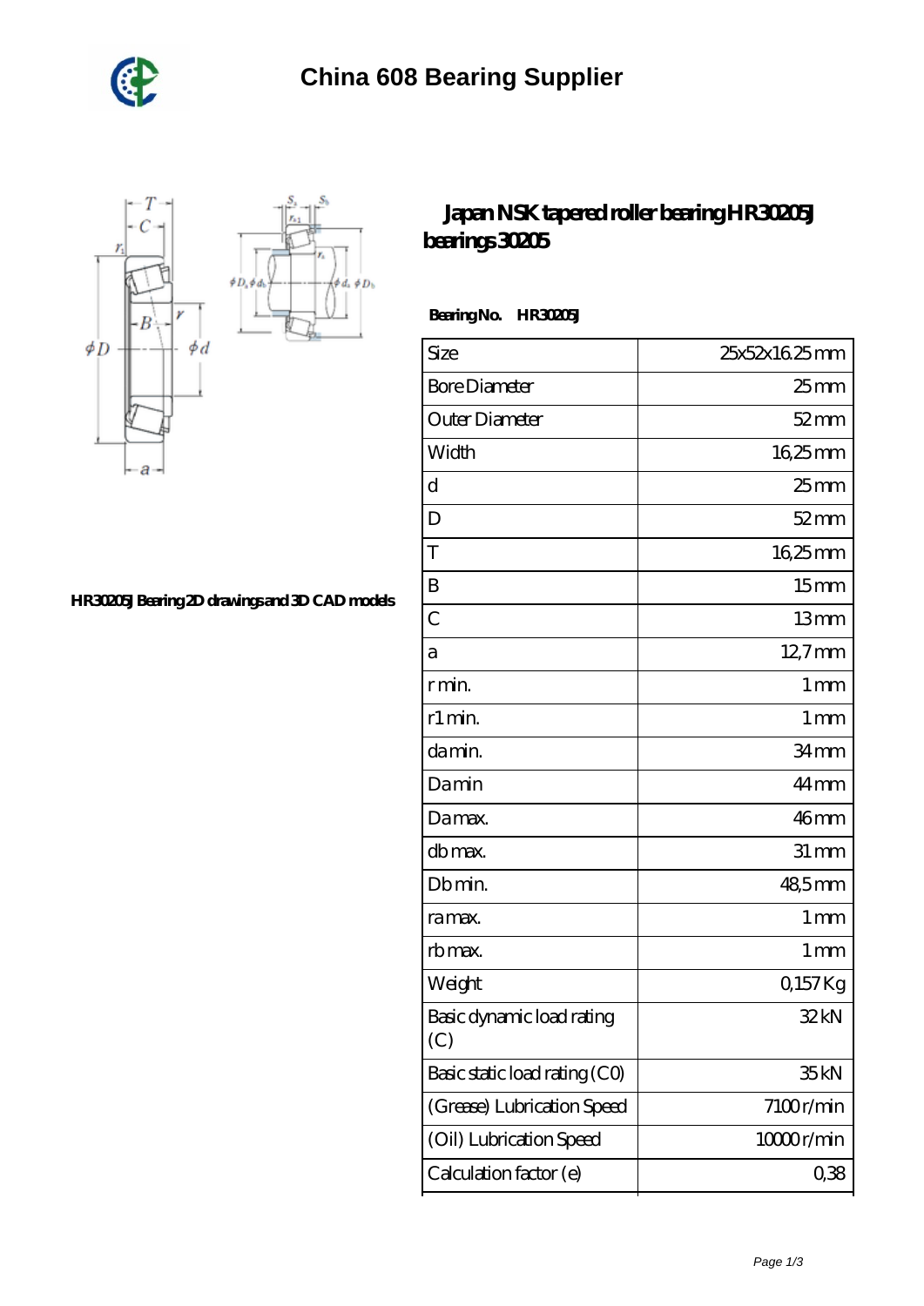# China 608 Bearing Supplier

HR30205J Bearing 2D drawings and 3D CAD models

## Japan NSK tapered roller bearing HR30205J bearings 30205

**Bearing No.** **HR30205J**

| Size | 25x52x16.25 mm |
|---|---|
| Bore Diameter | 25 mm |
| Outer Diameter | 52 mm |
| Width | 16,25 mm |
| d | 25 mm |
| D | 52 mm |
| T | 16,25 mm |
| B | 15 mm |
| C | 13 mm |
| a | 12,7 mm |
| r min. | 1 mm |
| r1 min. | 1 mm |
| da min. | 34 mm |
| Da min | 44 mm |
| Da max. | 46 mm |
| db max. | 31 mm |
| Db min. | 48,5 mm |
| ra max. | 1 mm |
| rb max. | 1 mm |
| Weight | 0,157 Kg |
| Basic dynamic load rating (C) | 32 kN |
| Basic static load rating (C0) | 35 kN |
| (Grease) Lubrication Speed | 7100 r/min |
| (Oil) Lubrication Speed | 10000 r/min |
| Calculation factor (e) | 0,38 |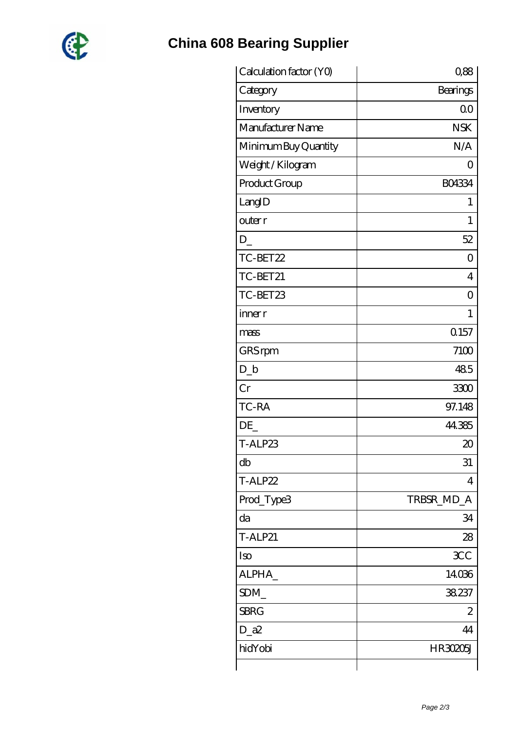# China 608 Bearing Supplier

| | |
|---|---|
| Calculation factor (Y0) | 0,88 |
| Category | Bearings |
| Inventory | 0.0 |
| Manufacturer Name | NSK |
| Minimum Buy Quantity | N/A |
| Weight / Kilogram | 0 |
| Product Group | B04334 |
| LangID | 1 |
| outer r | 1 |
| D_ | 52 |
| TC-BET22 | 0 |
| TC-BET21 | 4 |
| TC-BET23 | 0 |
| inner r | 1 |
| mass | 0.157 |
| GRS rpm | 7100 |
| D_b | 48.5 |
| Cr | 3300 |
| TC-RA | 97.148 |
| DE_ | 44.385 |
| T-ALP23 | 20 |
| db | 31 |
| T-ALP22 | 4 |
| Prod_Type3 | TRBSR_MD_A |
| da | 34 |
| T-ALP21 | 28 |
| Iso | 3CC |
| ALPHA_ | 14.036 |
| SDM_ | 38.237 |
| SBRG | 2 |
| D_a2 | 44 |
| hidYobi | HR30205J |
| | |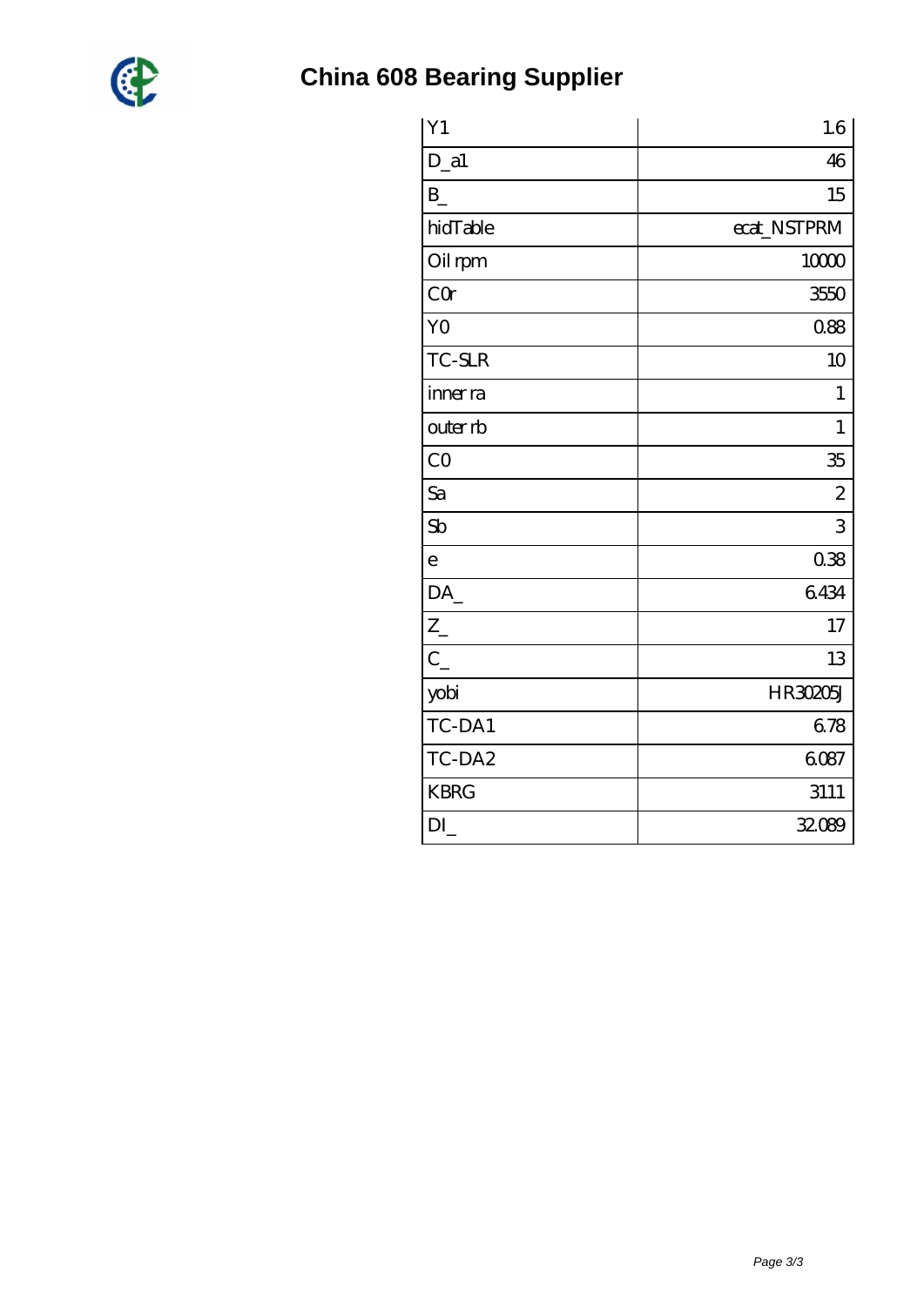# China 608 Bearing Supplier

| | |
|---|---|
| Y1 | 1.6 |
| D_a1 | 46 |
| B_ | 15 |
| hidTable | ecat_NSTPRM |
| Oil rpm | 10000 |
| C0r | 3550 |
| Y0 | 0.88 |
| TC-SLR | 10 |
| inner ra | 1 |
| outer rb | 1 |
| C0 | 35 |
| Sa | 2 |
| Sb | 3 |
| e | 0.38 |
| DA_ | 6.434 |
| Z_ | 17 |
| C_ | 13 |
| yobi | HR30205J |
| TC-DA1 | 6.78 |
| TC-DA2 | 6.087 |
| KBRG | 3111 |
| DI_ | 32.089 |